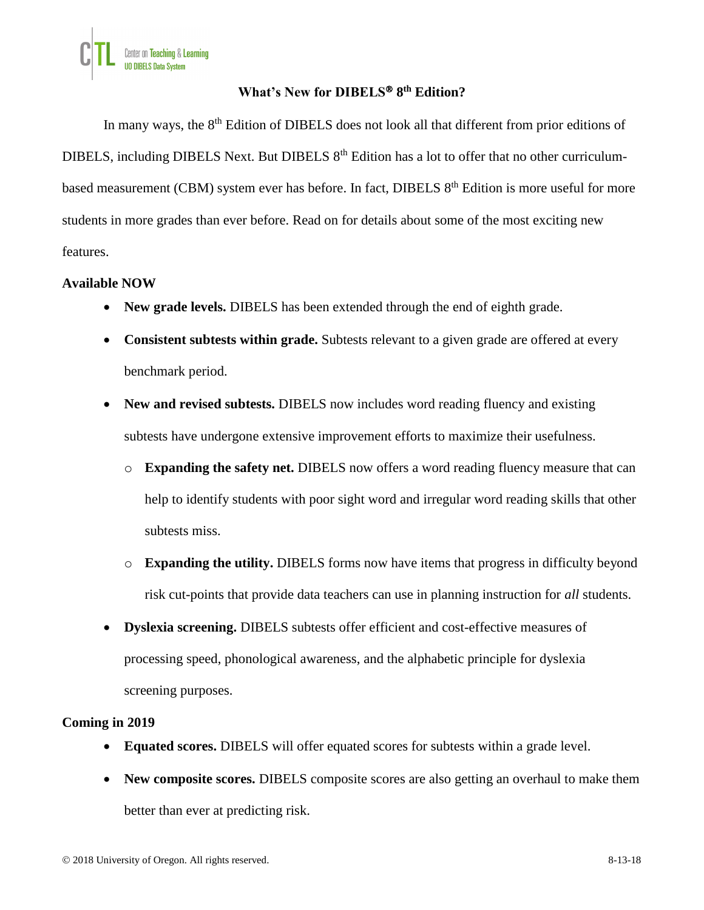# What's New for DIBELS® 8th Edition?

In many ways, the 8th Edition of DIBELS does not look all that different from prior editions of DIBELS, including DIBELS Next. But DIBELS 8th Edition has a lot to offer that no other curriculum-based measurement (CBM) system ever has before. In fact, DIBELS 8th Edition is more useful for more students in more grades than ever before. Read on for details about some of the most exciting new features.

**Available NOW**

- **New grade levels.** DIBELS has been extended through the end of eighth grade.
- **Consistent subtests within grade.** Subtests relevant to a given grade are offered at every benchmark period.
- **New and revised subtests.** DIBELS now includes word reading fluency and existing subtests have undergone extensive improvement efforts to maximize their usefulness.
  - **Expanding the safety net.** DIBELS now offers a word reading fluency measure that can help to identify students with poor sight word and irregular word reading skills that other subtests miss.
  - **Expanding the utility.** DIBELS forms now have items that progress in difficulty beyond risk cut-points that provide data teachers can use in planning instruction for *all* students.
- **Dyslexia screening.** DIBELS subtests offer efficient and cost-effective measures of processing speed, phonological awareness, and the alphabetic principle for dyslexia screening purposes.

**Coming in 2019**

- **Equated scores.** DIBELS will offer equated scores for subtests within a grade level.
- **New composite scores.** DIBELS composite scores are also getting an overhaul to make them better than ever at predicting risk.

© 2018 University of Oregon. All rights reserved. 8-13-18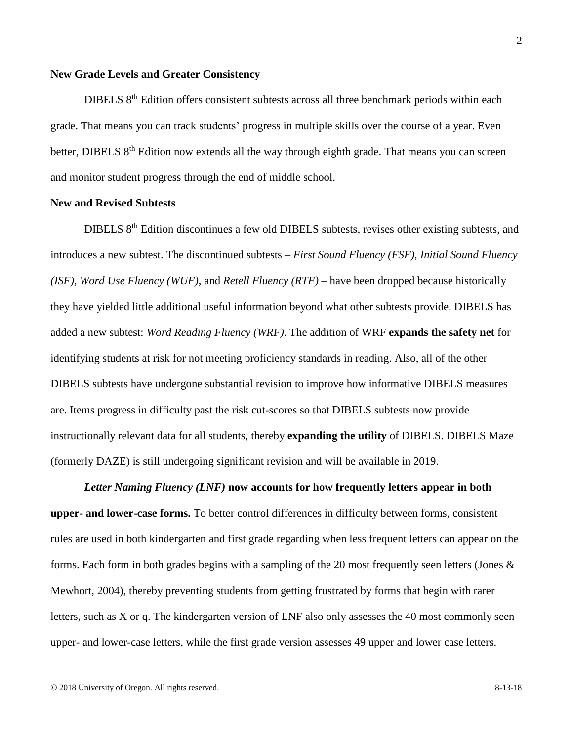**New Grade Levels and Greater Consistency**

DIBELS 8th Edition offers consistent subtests across all three benchmark periods within each grade. That means you can track students' progress in multiple skills over the course of a year. Even better, DIBELS 8th Edition now extends all the way through eighth grade. That means you can screen and monitor student progress through the end of middle school.

**New and Revised Subtests**

DIBELS 8th Edition discontinues a few old DIBELS subtests, revises other existing subtests, and introduces a new subtest. The discontinued subtests – *First Sound Fluency (FSF)*, *Initial Sound Fluency (ISF)*, *Word Use Fluency (WUF)*, and *Retell Fluency (RTF)* – have been dropped because historically they have yielded little additional useful information beyond what other subtests provide. DIBELS has added a new subtest: *Word Reading Fluency (WRF)*. The addition of WRF **expands the safety net** for identifying students at risk for not meeting proficiency standards in reading. Also, all of the other DIBELS subtests have undergone substantial revision to improve how informative DIBELS measures are. Items progress in difficulty past the risk cut-scores so that DIBELS subtests now provide instructionally relevant data for all students, thereby **expanding the utility** of DIBELS. DIBELS Maze (formerly DAZE) is still undergoing significant revision and will be available in 2019.

***Letter Naming Fluency (LNF)*** **now accounts for how frequently letters appear in both upper- and lower-case forms.** To better control differences in difficulty between forms, consistent rules are used in both kindergarten and first grade regarding when less frequent letters can appear on the forms. Each form in both grades begins with a sampling of the 20 most frequently seen letters (Jones & Mewhort, 2004), thereby preventing students from getting frustrated by forms that begin with rarer letters, such as X or q. The kindergarten version of LNF also only assesses the 40 most commonly seen upper- and lower-case letters, while the first grade version assesses 49 upper and lower case letters.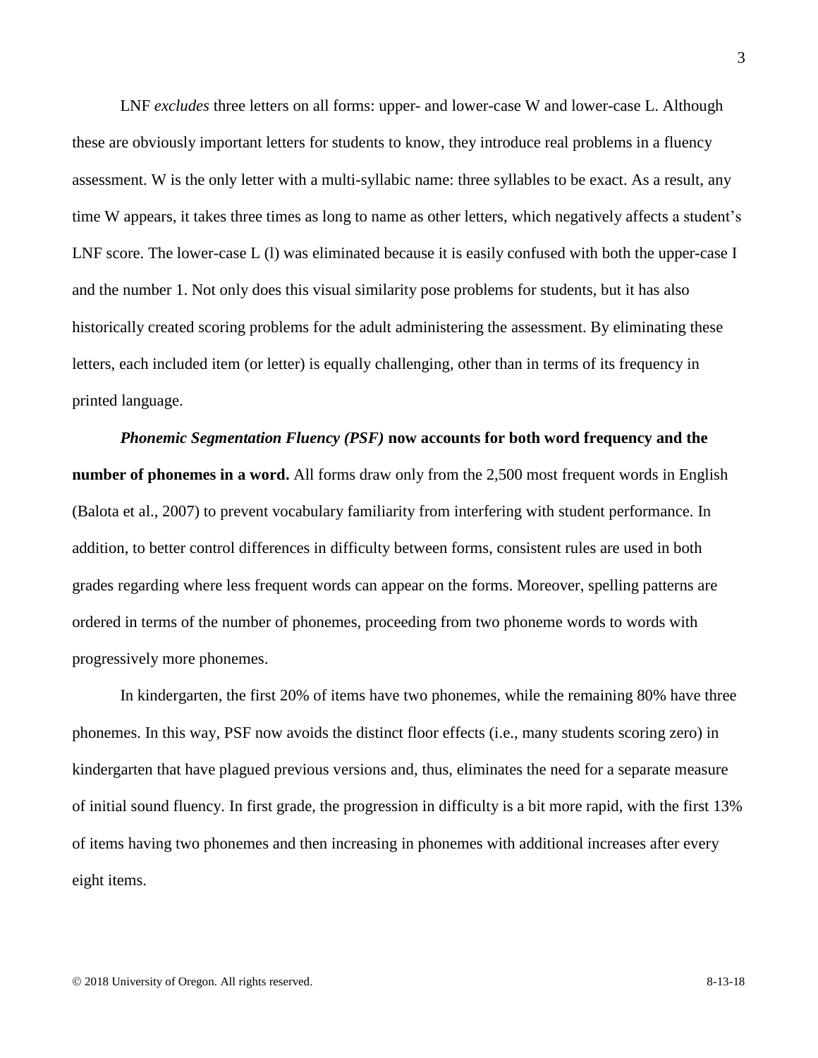LNF *excludes* three letters on all forms: upper- and lower-case W and lower-case L. Although these are obviously important letters for students to know, they introduce real problems in a fluency assessment. W is the only letter with a multi-syllabic name: three syllables to be exact. As a result, any time W appears, it takes three times as long to name as other letters, which negatively affects a student's LNF score. The lower-case L (l) was eliminated because it is easily confused with both the upper-case I and the number 1. Not only does this visual similarity pose problems for students, but it has also historically created scoring problems for the adult administering the assessment. By eliminating these letters, each included item (or letter) is equally challenging, other than in terms of its frequency in printed language.

***Phonemic Segmentation Fluency (PSF)*** **now accounts for both word frequency and the number of phonemes in a word.** All forms draw only from the 2,500 most frequent words in English (Balota et al., 2007) to prevent vocabulary familiarity from interfering with student performance. In addition, to better control differences in difficulty between forms, consistent rules are used in both grades regarding where less frequent words can appear on the forms. Moreover, spelling patterns are ordered in terms of the number of phonemes, proceeding from two phoneme words to words with progressively more phonemes.

In kindergarten, the first 20% of items have two phonemes, while the remaining 80% have three phonemes. In this way, PSF now avoids the distinct floor effects (i.e., many students scoring zero) in kindergarten that have plagued previous versions and, thus, eliminates the need for a separate measure of initial sound fluency. In first grade, the progression in difficulty is a bit more rapid, with the first 13% of items having two phonemes and then increasing in phonemes with additional increases after every eight items.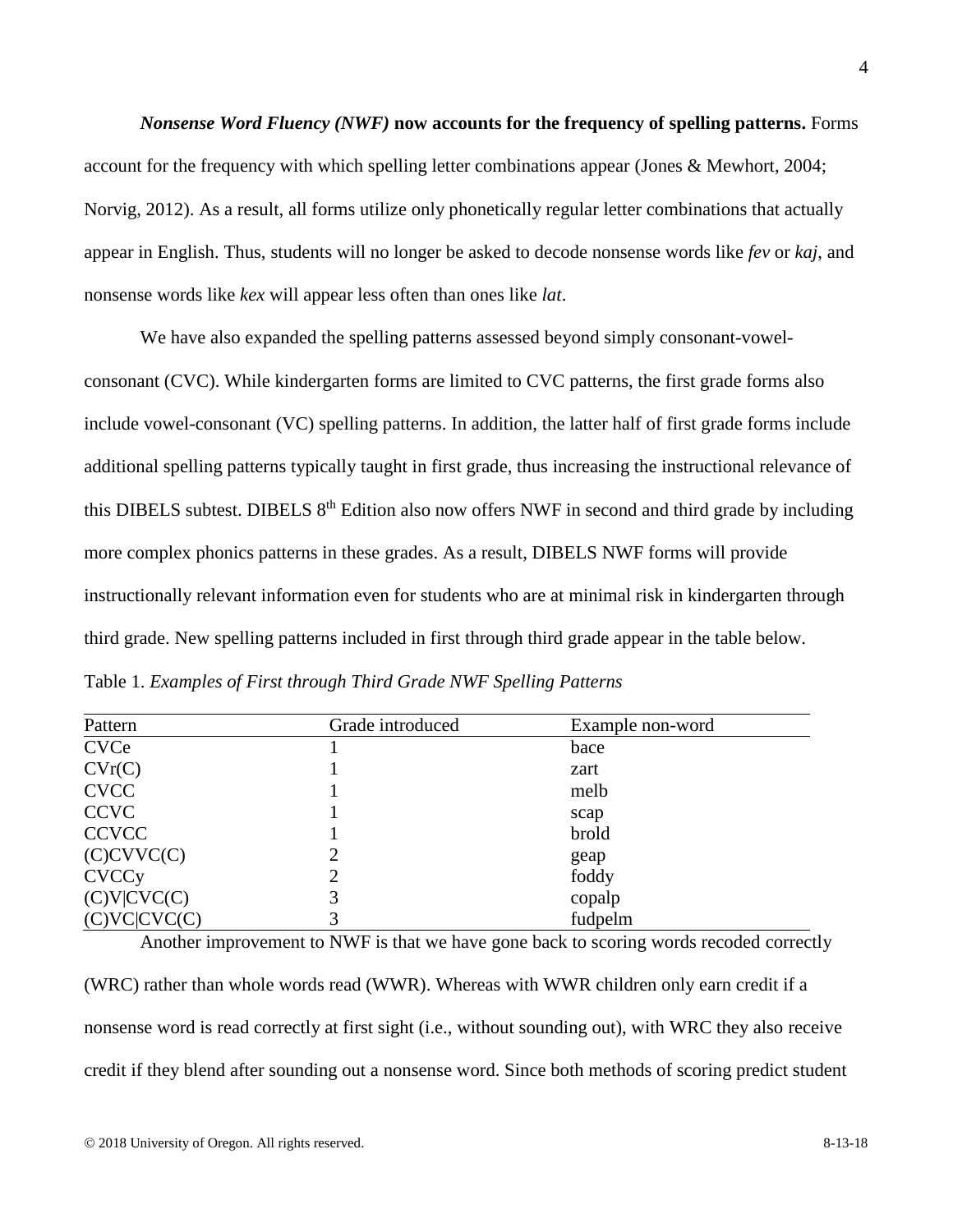***Nonsense Word Fluency (NWF)* now accounts for the frequency of spelling patterns.** Forms account for the frequency with which spelling letter combinations appear (Jones & Mewhort, 2004; Norvig, 2012). As a result, all forms utilize only phonetically regular letter combinations that actually appear in English. Thus, students will no longer be asked to decode nonsense words like *fev* or *kaj*, and nonsense words like *kex* will appear less often than ones like *lat*.

We have also expanded the spelling patterns assessed beyond simply consonant-vowel-consonant (CVC). While kindergarten forms are limited to CVC patterns, the first grade forms also include vowel-consonant (VC) spelling patterns. In addition, the latter half of first grade forms include additional spelling patterns typically taught in first grade, thus increasing the instructional relevance of this DIBELS subtest. DIBELS 8th Edition also now offers NWF in second and third grade by including more complex phonics patterns in these grades. As a result, DIBELS NWF forms will provide instructionally relevant information even for students who are at minimal risk in kindergarten through third grade. New spelling patterns included in first through third grade appear in the table below.

Table 1. *Examples of First through Third Grade NWF Spelling Patterns*

| Pattern | Grade introduced | Example non-word |
|---|---|---|
| CVCe | 1 | bace |
| CVr(C) | 1 | zart |
| CVCC | 1 | melb |
| CCVC | 1 | scap |
| CCVCC | 1 | brold |
| (C)CVVC(C) | 2 | geap |
| CVCCy | 2 | foddy |
| (C)V\|CVC(C) | 3 | copalp |
| (C)VC\|CVC(C) | 3 | fudpelm |

Another improvement to NWF is that we have gone back to scoring words recoded correctly (WRC) rather than whole words read (WWR). Whereas with WWR children only earn credit if a nonsense word is read correctly at first sight (i.e., without sounding out), with WRC they also receive credit if they blend after sounding out a nonsense word. Since both methods of scoring predict student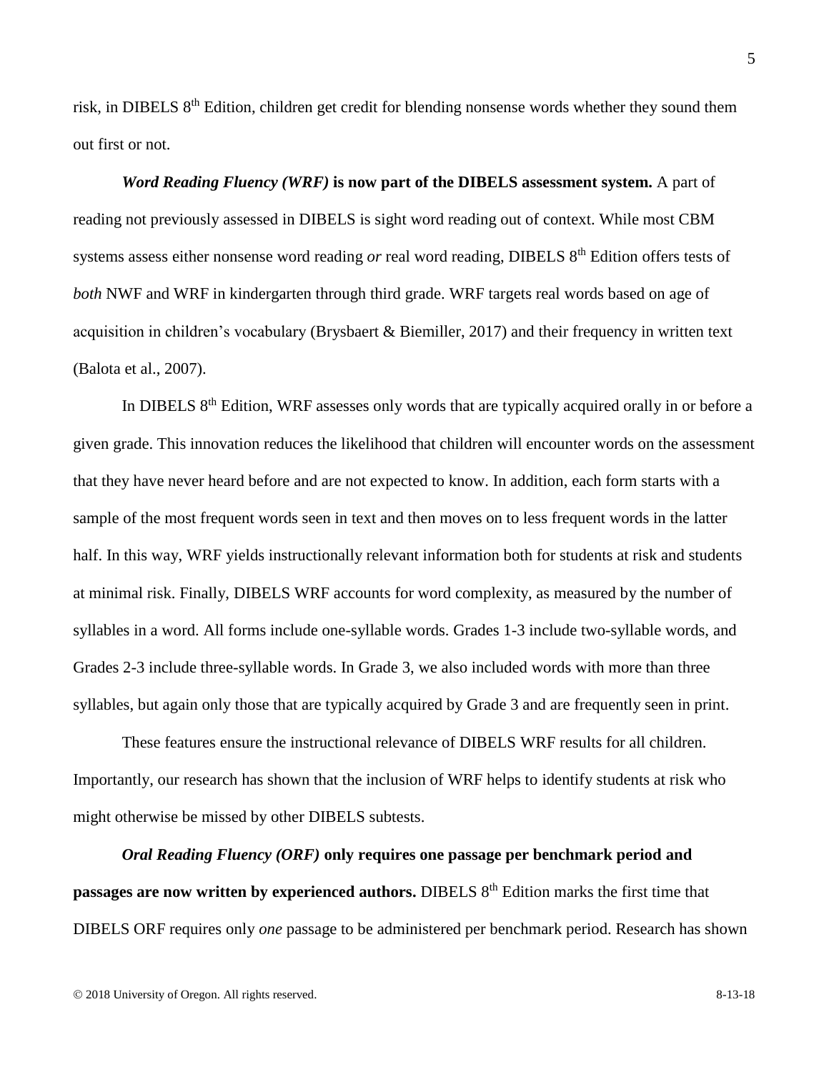risk, in DIBELS 8th Edition, children get credit for blending nonsense words whether they sound them out first or not.

***Word Reading Fluency (WRF)* is now part of the DIBELS assessment system.** A part of reading not previously assessed in DIBELS is sight word reading out of context. While most CBM systems assess either nonsense word reading *or* real word reading, DIBELS 8th Edition offers tests of *both* NWF and WRF in kindergarten through third grade. WRF targets real words based on age of acquisition in children's vocabulary (Brysbaert & Biemiller, 2017) and their frequency in written text (Balota et al., 2007).

In DIBELS 8th Edition, WRF assesses only words that are typically acquired orally in or before a given grade. This innovation reduces the likelihood that children will encounter words on the assessment that they have never heard before and are not expected to know. In addition, each form starts with a sample of the most frequent words seen in text and then moves on to less frequent words in the latter half. In this way, WRF yields instructionally relevant information both for students at risk and students at minimal risk. Finally, DIBELS WRF accounts for word complexity, as measured by the number of syllables in a word. All forms include one-syllable words. Grades 1-3 include two-syllable words, and Grades 2-3 include three-syllable words. In Grade 3, we also included words with more than three syllables, but again only those that are typically acquired by Grade 3 and are frequently seen in print.

These features ensure the instructional relevance of DIBELS WRF results for all children. Importantly, our research has shown that the inclusion of WRF helps to identify students at risk who might otherwise be missed by other DIBELS subtests.

***Oral Reading Fluency (ORF)* only requires one passage per benchmark period and passages are now written by experienced authors.** DIBELS 8th Edition marks the first time that DIBELS ORF requires only *one* passage to be administered per benchmark period. Research has shown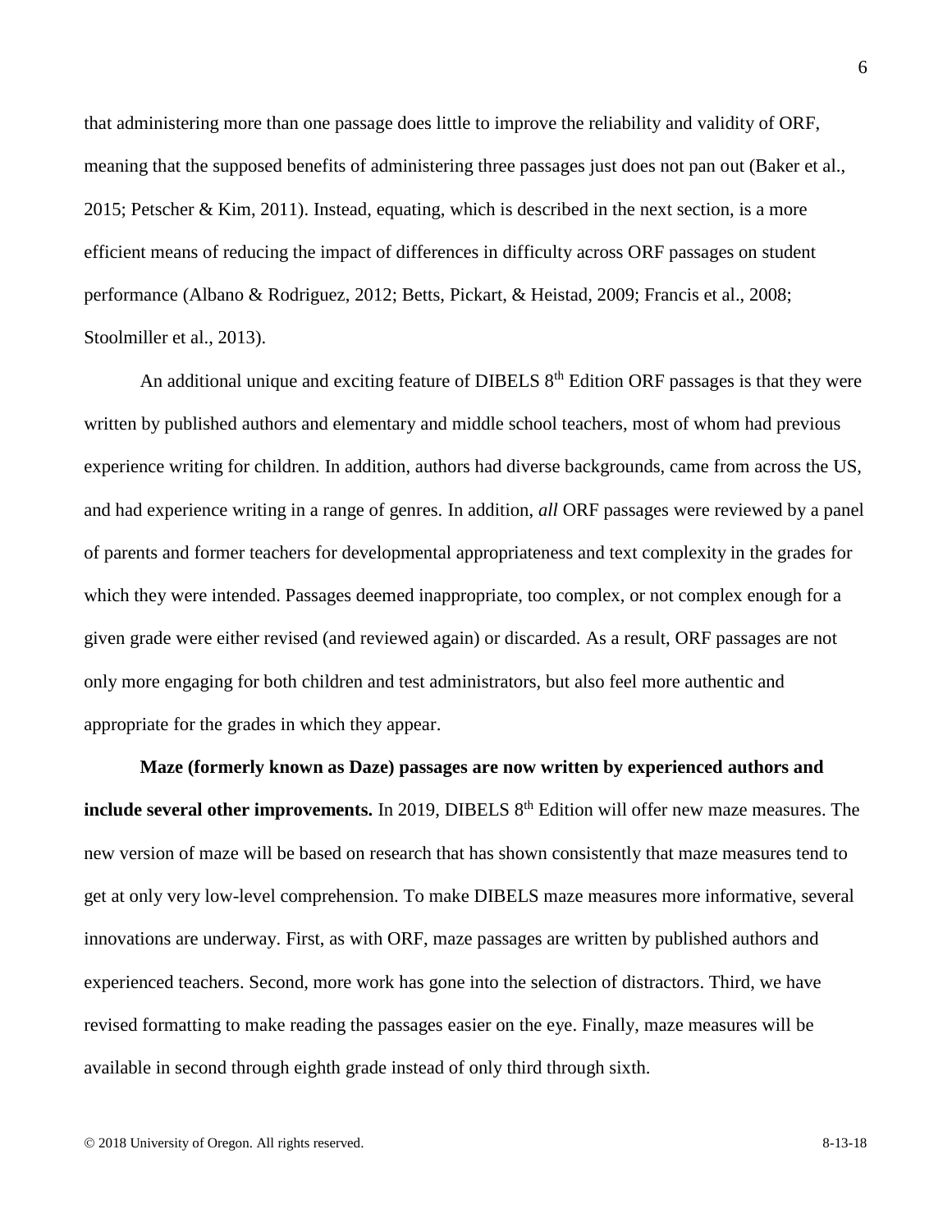that administering more than one passage does little to improve the reliability and validity of ORF, meaning that the supposed benefits of administering three passages just does not pan out (Baker et al., 2015; Petscher & Kim, 2011). Instead, equating, which is described in the next section, is a more efficient means of reducing the impact of differences in difficulty across ORF passages on student performance (Albano & Rodriguez, 2012; Betts, Pickart, & Heistad, 2009; Francis et al., 2008; Stoolmiller et al., 2013).

An additional unique and exciting feature of DIBELS 8th Edition ORF passages is that they were written by published authors and elementary and middle school teachers, most of whom had previous experience writing for children. In addition, authors had diverse backgrounds, came from across the US, and had experience writing in a range of genres. In addition, *all* ORF passages were reviewed by a panel of parents and former teachers for developmental appropriateness and text complexity in the grades for which they were intended. Passages deemed inappropriate, too complex, or not complex enough for a given grade were either revised (and reviewed again) or discarded. As a result, ORF passages are not only more engaging for both children and test administrators, but also feel more authentic and appropriate for the grades in which they appear.

**Maze (formerly known as Daze) passages are now written by experienced authors and include several other improvements.** In 2019, DIBELS 8th Edition will offer new maze measures. The new version of maze will be based on research that has shown consistently that maze measures tend to get at only very low-level comprehension. To make DIBELS maze measures more informative, several innovations are underway. First, as with ORF, maze passages are written by published authors and experienced teachers. Second, more work has gone into the selection of distractors. Third, we have revised formatting to make reading the passages easier on the eye. Finally, maze measures will be available in second through eighth grade instead of only third through sixth.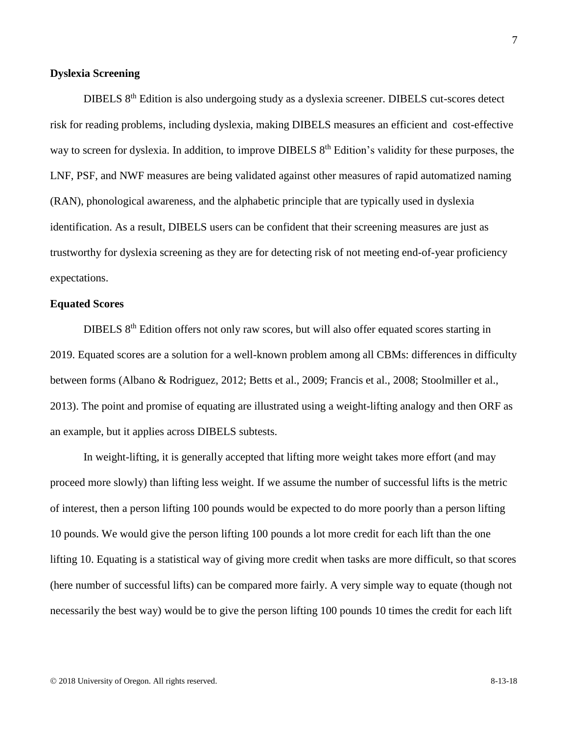## Dyslexia Screening

DIBELS 8th Edition is also undergoing study as a dyslexia screener. DIBELS cut-scores detect risk for reading problems, including dyslexia, making DIBELS measures an efficient and cost-effective way to screen for dyslexia. In addition, to improve DIBELS 8th Edition's validity for these purposes, the LNF, PSF, and NWF measures are being validated against other measures of rapid automatized naming (RAN), phonological awareness, and the alphabetic principle that are typically used in dyslexia identification. As a result, DIBELS users can be confident that their screening measures are just as trustworthy for dyslexia screening as they are for detecting risk of not meeting end-of-year proficiency expectations.

## Equated Scores

DIBELS 8th Edition offers not only raw scores, but will also offer equated scores starting in 2019. Equated scores are a solution for a well-known problem among all CBMs: differences in difficulty between forms (Albano & Rodriguez, 2012; Betts et al., 2009; Francis et al., 2008; Stoolmiller et al., 2013). The point and promise of equating are illustrated using a weight-lifting analogy and then ORF as an example, but it applies across DIBELS subtests.

In weight-lifting, it is generally accepted that lifting more weight takes more effort (and may proceed more slowly) than lifting less weight. If we assume the number of successful lifts is the metric of interest, then a person lifting 100 pounds would be expected to do more poorly than a person lifting 10 pounds. We would give the person lifting 100 pounds a lot more credit for each lift than the one lifting 10. Equating is a statistical way of giving more credit when tasks are more difficult, so that scores (here number of successful lifts) can be compared more fairly. A very simple way to equate (though not necessarily the best way) would be to give the person lifting 100 pounds 10 times the credit for each lift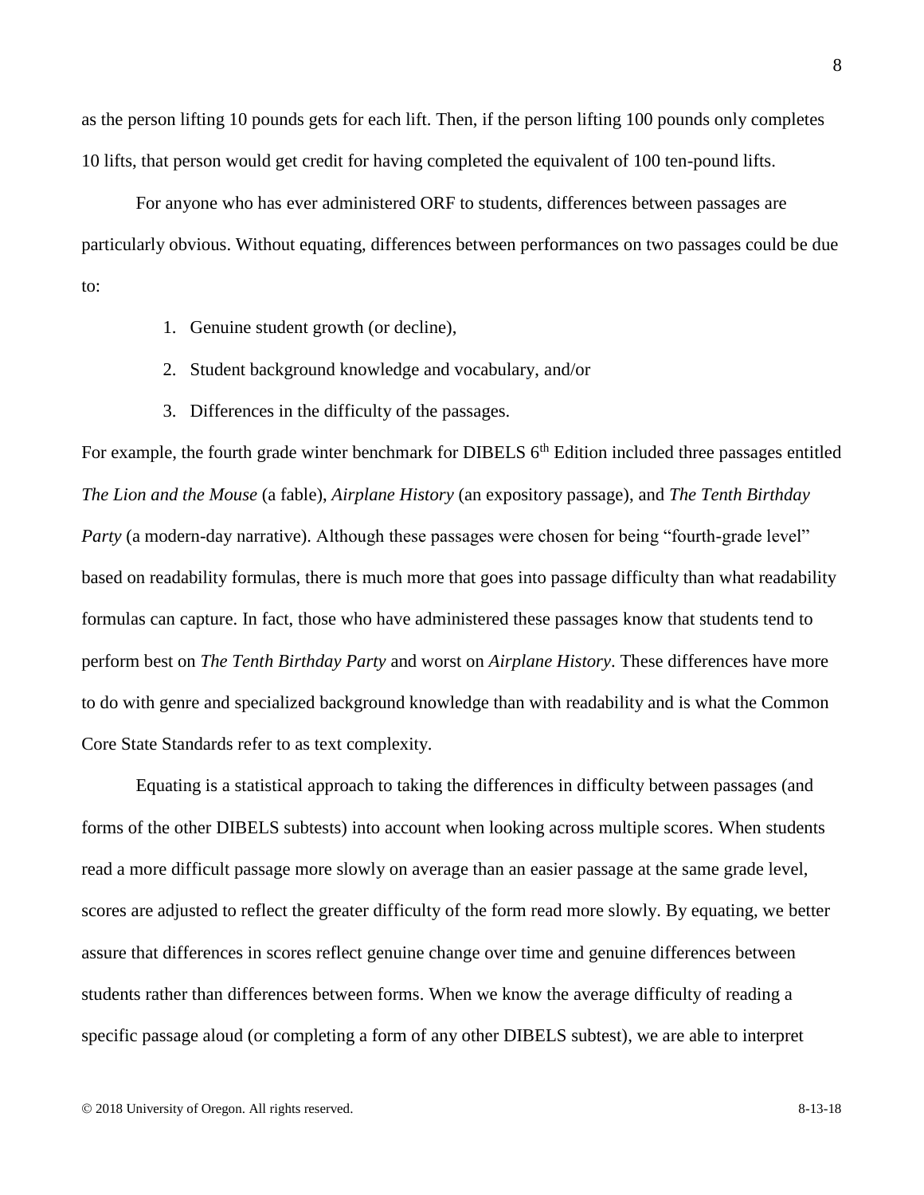as the person lifting 10 pounds gets for each lift. Then, if the person lifting 100 pounds only completes 10 lifts, that person would get credit for having completed the equivalent of 100 ten-pound lifts.

For anyone who has ever administered ORF to students, differences between passages are particularly obvious. Without equating, differences between performances on two passages could be due to:

1. Genuine student growth (or decline),
2. Student background knowledge and vocabulary, and/or
3. Differences in the difficulty of the passages.

For example, the fourth grade winter benchmark for DIBELS 6th Edition included three passages entitled *The Lion and the Mouse* (a fable), *Airplane History* (an expository passage), and *The Tenth Birthday Party* (a modern-day narrative). Although these passages were chosen for being "fourth-grade level" based on readability formulas, there is much more that goes into passage difficulty than what readability formulas can capture. In fact, those who have administered these passages know that students tend to perform best on *The Tenth Birthday Party* and worst on *Airplane History*. These differences have more to do with genre and specialized background knowledge than with readability and is what the Common Core State Standards refer to as text complexity.

Equating is a statistical approach to taking the differences in difficulty between passages (and forms of the other DIBELS subtests) into account when looking across multiple scores. When students read a more difficult passage more slowly on average than an easier passage at the same grade level, scores are adjusted to reflect the greater difficulty of the form read more slowly. By equating, we better assure that differences in scores reflect genuine change over time and genuine differences between students rather than differences between forms. When we know the average difficulty of reading a specific passage aloud (or completing a form of any other DIBELS subtest), we are able to interpret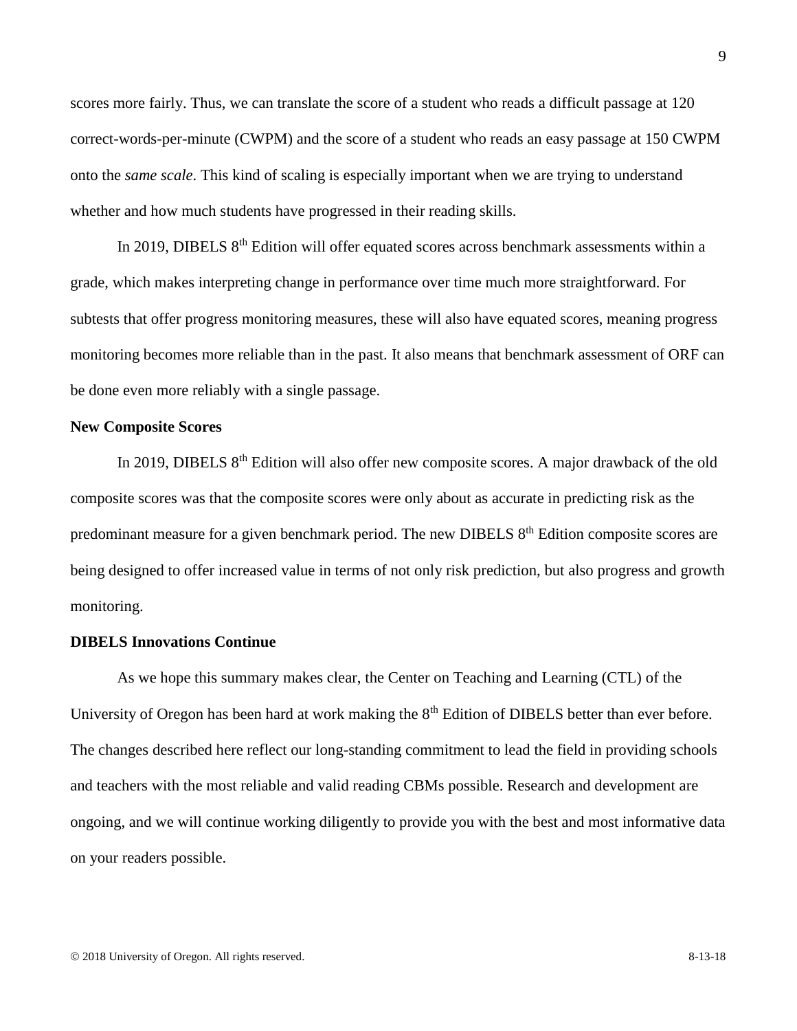scores more fairly. Thus, we can translate the score of a student who reads a difficult passage at 120 correct-words-per-minute (CWPM) and the score of a student who reads an easy passage at 150 CWPM onto the *same scale*. This kind of scaling is especially important when we are trying to understand whether and how much students have progressed in their reading skills.

In 2019, DIBELS 8th Edition will offer equated scores across benchmark assessments within a grade, which makes interpreting change in performance over time much more straightforward. For subtests that offer progress monitoring measures, these will also have equated scores, meaning progress monitoring becomes more reliable than in the past. It also means that benchmark assessment of ORF can be done even more reliably with a single passage.

**New Composite Scores**

In 2019, DIBELS 8th Edition will also offer new composite scores. A major drawback of the old composite scores was that the composite scores were only about as accurate in predicting risk as the predominant measure for a given benchmark period. The new DIBELS 8th Edition composite scores are being designed to offer increased value in terms of not only risk prediction, but also progress and growth monitoring.

**DIBELS Innovations Continue**

As we hope this summary makes clear, the Center on Teaching and Learning (CTL) of the University of Oregon has been hard at work making the 8th Edition of DIBELS better than ever before. The changes described here reflect our long-standing commitment to lead the field in providing schools and teachers with the most reliable and valid reading CBMs possible. Research and development are ongoing, and we will continue working diligently to provide you with the best and most informative data on your readers possible.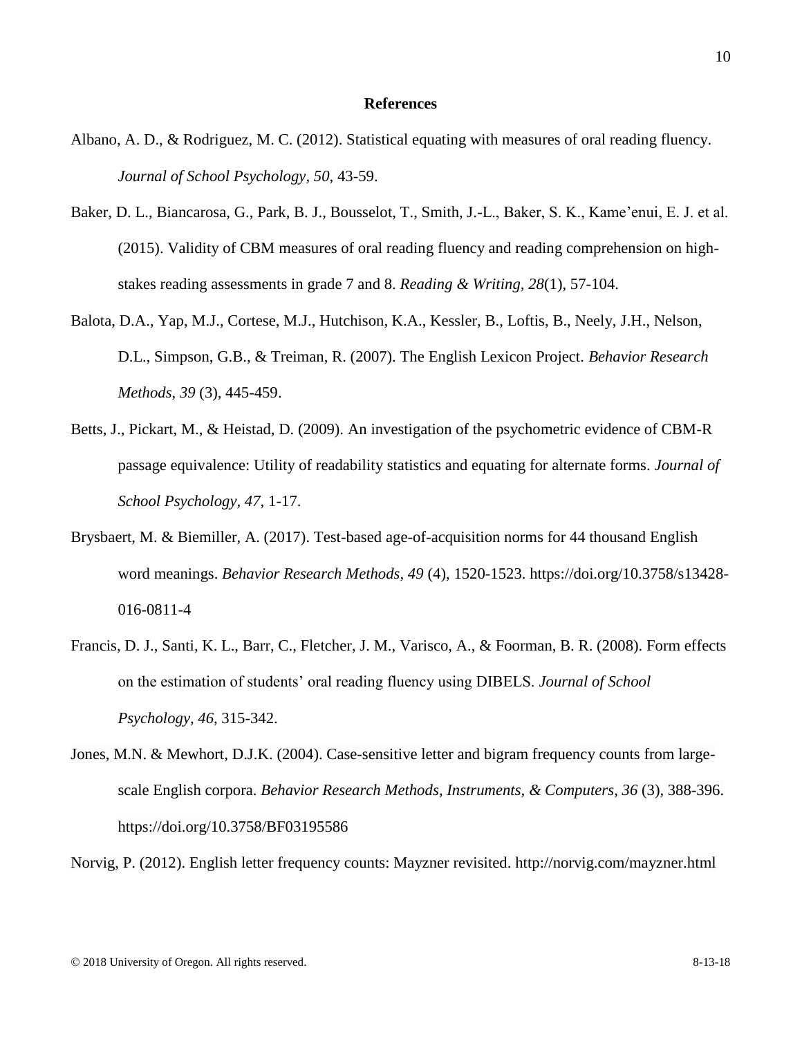## References

Albano, A. D., & Rodriguez, M. C. (2012). Statistical equating with measures of oral reading fluency. *Journal of School Psychology, 50*, 43-59.

Baker, D. L., Biancarosa, G., Park, B. J., Bousselot, T., Smith, J.-L., Baker, S. K., Kame'enui, E. J. et al. (2015). Validity of CBM measures of oral reading fluency and reading comprehension on high-stakes reading assessments in grade 7 and 8. *Reading & Writing, 28*(1), 57-104.

Balota, D.A., Yap, M.J., Cortese, M.J., Hutchison, K.A., Kessler, B., Loftis, B., Neely, J.H., Nelson, D.L., Simpson, G.B., & Treiman, R. (2007). The English Lexicon Project. *Behavior Research Methods, 39* (3), 445-459.

Betts, J., Pickart, M., & Heistad, D. (2009). An investigation of the psychometric evidence of CBM-R passage equivalence: Utility of readability statistics and equating for alternate forms. *Journal of School Psychology, 47*, 1-17.

Brysbaert, M. & Biemiller, A. (2017). Test-based age-of-acquisition norms for 44 thousand English word meanings. *Behavior Research Methods, 49* (4), 1520-1523. https://doi.org/10.3758/s13428-016-0811-4

Francis, D. J., Santi, K. L., Barr, C., Fletcher, J. M., Varisco, A., & Foorman, B. R. (2008). Form effects on the estimation of students' oral reading fluency using DIBELS. *Journal of School Psychology, 46*, 315-342.

Jones, M.N. & Mewhort, D.J.K. (2004). Case-sensitive letter and bigram frequency counts from large-scale English corpora. *Behavior Research Methods, Instruments, & Computers, 36* (3), 388-396. https://doi.org/10.3758/BF03195586

Norvig, P. (2012). English letter frequency counts: Mayzner revisited. http://norvig.com/mayzner.html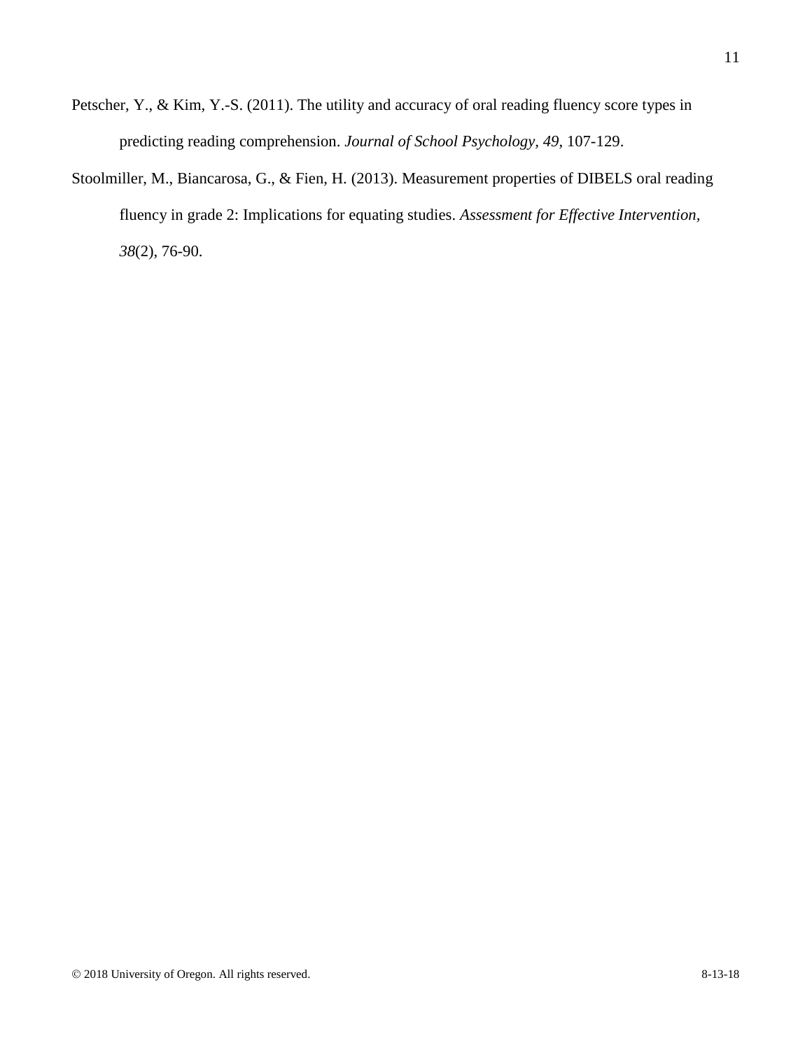Petscher, Y., & Kim, Y.-S. (2011). The utility and accuracy of oral reading fluency score types in predicting reading comprehension. *Journal of School Psychology, 49*, 107-129.

Stoolmiller, M., Biancarosa, G., & Fien, H. (2013). Measurement properties of DIBELS oral reading fluency in grade 2: Implications for equating studies. *Assessment for Effective Intervention, 38*(2), 76-90.